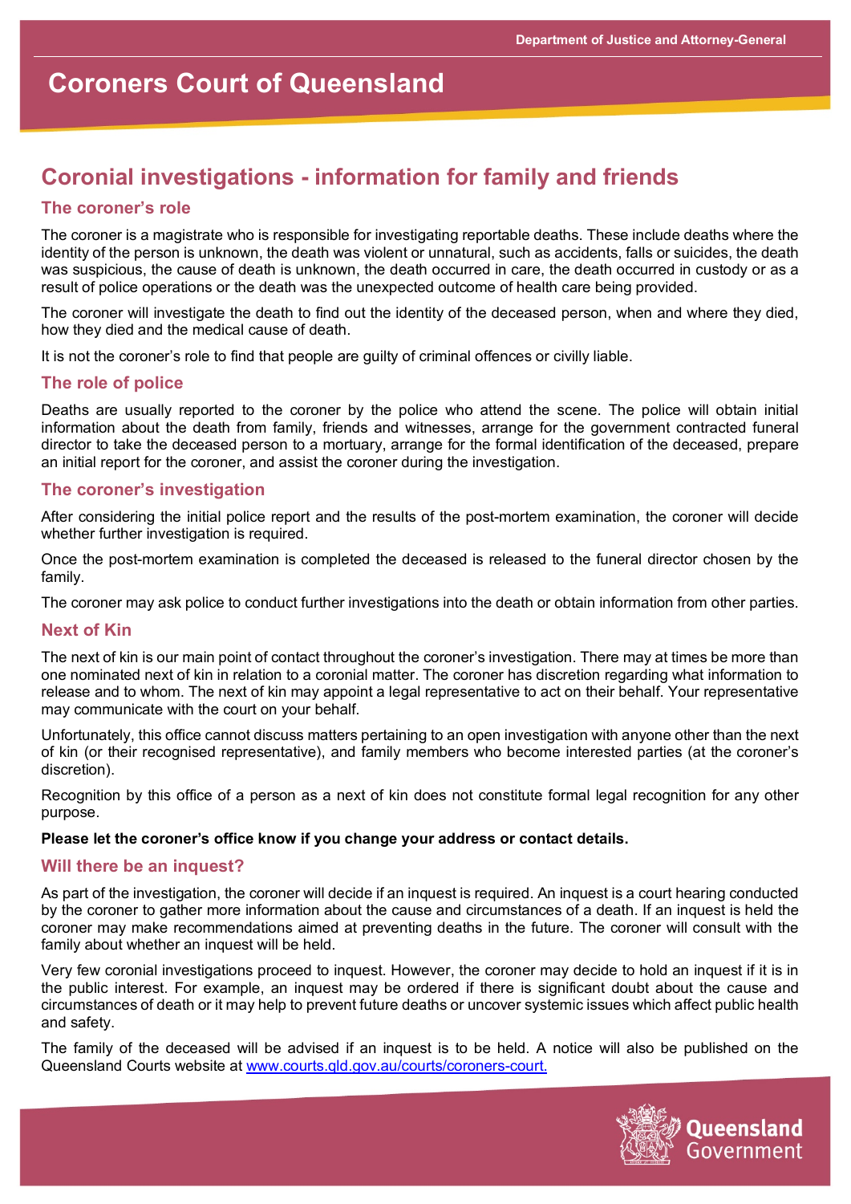Department of Justice and Attorney-General

# Coroners Court of Queensland

## Coronial investigations - information for family and friends

### The coroner's role

The coroner is a magistrate who is responsible for investigating reportable deaths. These include deaths where the identity of the person is unknown, the death was violent or unnatural, such as accidents, falls or suicides, the death was suspicious, the cause of death is unknown, the death occurred in care, the death occurred in custody or as a result of police operations or the death was the unexpected outcome of health care being provided.

The coroner will investigate the death to find out the identity of the deceased person, when and where they died, how they died and the medical cause of death.

It is not the coroner's role to find that people are guilty of criminal offences or civilly liable.

### The role of police

Deaths are usually reported to the coroner by the police who attend the scene. The police will obtain initial information about the death from family, friends and witnesses, arrange for the government contracted funeral director to take the deceased person to a mortuary, arrange for the formal identification of the deceased, prepare an initial report for the coroner, and assist the coroner during the investigation.

### The coroner's investigation

After considering the initial police report and the results of the post-mortem examination, the coroner will decide whether further investigation is required.

Once the post-mortem examination is completed the deceased is released to the funeral director chosen by the family.

The coroner may ask police to conduct further investigations into the death or obtain information from other parties.

### Next of Kin

The next of kin is our main point of contact throughout the coroner's investigation. There may at times be more than one nominated next of kin in relation to a coronial matter. The coroner has discretion regarding what information to release and to whom. The next of kin may appoint a legal representative to act on their behalf. Your representative may communicate with the court on your behalf.

Unfortunately, this office cannot discuss matters pertaining to an open investigation with anyone other than the next of kin (or their recognised representative), and family members who become interested parties (at the coroner's discretion).

Recognition by this office of a person as a next of kin does not constitute formal legal recognition for any other purpose.

**Please let the coroner's office know if you change your address or contact details.**

### Will there be an inquest?

As part of the investigation, the coroner will decide if an inquest is required. An inquest is a court hearing conducted by the coroner to gather more information about the cause and circumstances of a death. If an inquest is held the coroner may make recommendations aimed at preventing deaths in the future. The coroner will consult with the family about whether an inquest will be held.

Very few coronial investigations proceed to inquest. However, the coroner may decide to hold an inquest if it is in the public interest. For example, an inquest may be ordered if there is significant doubt about the cause and circumstances of death or it may help to prevent future deaths or uncover systemic issues which affect public health and safety.

The family of the deceased will be advised if an inquest is to be held. A notice will also be published on the Queensland Courts website at [www.courts.qld.gov.au/courts/coroners-court.](http://www.courts.qld.gov.au/courts/coroners-court)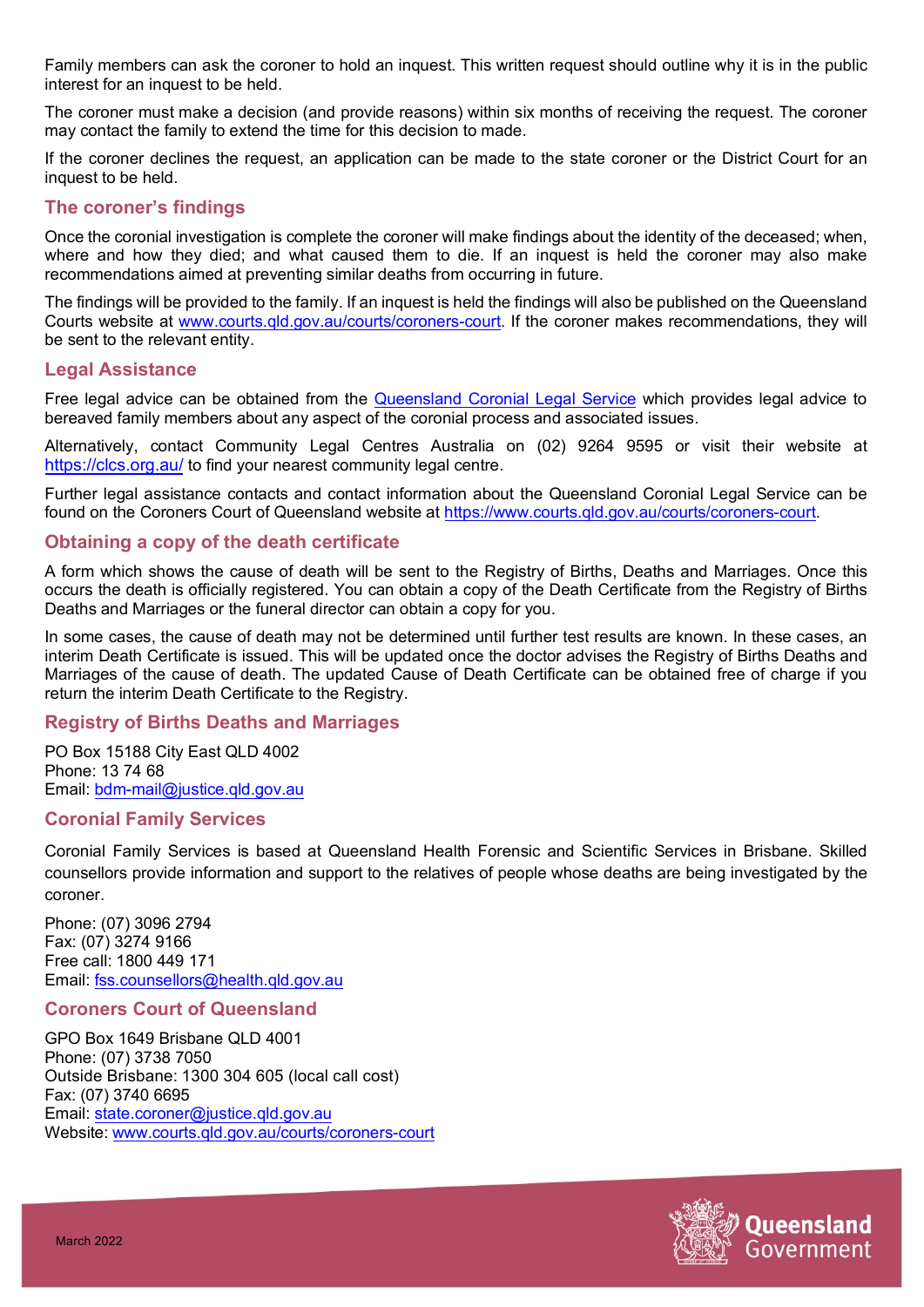Family members can ask the coroner to hold an inquest. This written request should outline why it is in the public interest for an inquest to be held.

The coroner must make a decision (and provide reasons) within six months of receiving the request. The coroner may contact the family to extend the time for this decision to made.

If the coroner declines the request, an application can be made to the state coroner or the District Court for an inquest to be held.

## The coroner's findings

Once the coronial investigation is complete the coroner will make findings about the identity of the deceased; when, where and how they died; and what caused them to die. If an inquest is held the coroner may also make recommendations aimed at preventing similar deaths from occurring in future.

The findings will be provided to the family. If an inquest is held the findings will also be published on the Queensland Courts website at [www.courts.qld.gov.au/courts/coroners-court](www.courts.qld.gov.au/courts/coroners-court). If the coroner makes recommendations, they will be sent to the relevant entity.

## Legal Assistance

Free legal advice can be obtained from the Queensland Coronial Legal Service which provides legal advice to bereaved family members about any aspect of the coronial process and associated issues.

Alternatively, contact Community Legal Centres Australia on (02) 9264 9595 or visit their website at [https://clcs.org.au/](https://clcs.org.au/) to find your nearest community legal centre.

Further legal assistance contacts and contact information about the Queensland Coronial Legal Service can be found on the Coroners Court of Queensland website at [https://www.courts.qld.gov.au/courts/coroners-court](https://www.courts.qld.gov.au/courts/coroners-court).

## Obtaining a copy of the death certificate

A form which shows the cause of death will be sent to the Registry of Births, Deaths and Marriages. Once this occurs the death is officially registered. You can obtain a copy of the Death Certificate from the Registry of Births Deaths and Marriages or the funeral director can obtain a copy for you.

In some cases, the cause of death may not be determined until further test results are known. In these cases, an interim Death Certificate is issued. This will be updated once the doctor advises the Registry of Births Deaths and Marriages of the cause of death. The updated Cause of Death Certificate can be obtained free of charge if you return the interim Death Certificate to the Registry.

## Registry of Births Deaths and Marriages

PO Box 15188 City East QLD 4002
Phone: 13 74 68
Email: bdm-mail@justice.qld.gov.au

## Coronial Family Services

Coronial Family Services is based at Queensland Health Forensic and Scientific Services in Brisbane. Skilled counsellors provide information and support to the relatives of people whose deaths are being investigated by the coroner.

Phone: (07) 3096 2794
Fax: (07) 3274 9166
Free call: 1800 449 171
Email: fss.counsellors@health.qld.gov.au

## Coroners Court of Queensland

GPO Box 1649 Brisbane QLD 4001
Phone: (07) 3738 7050
Outside Brisbane: 1300 304 605 (local call cost)
Fax: (07) 3740 6695
Email: state.coroner@justice.qld.gov.au
Website: [www.courts.qld.gov.au/courts/coroners-court](www.courts.qld.gov.au/courts/coroners-court)

March 2022